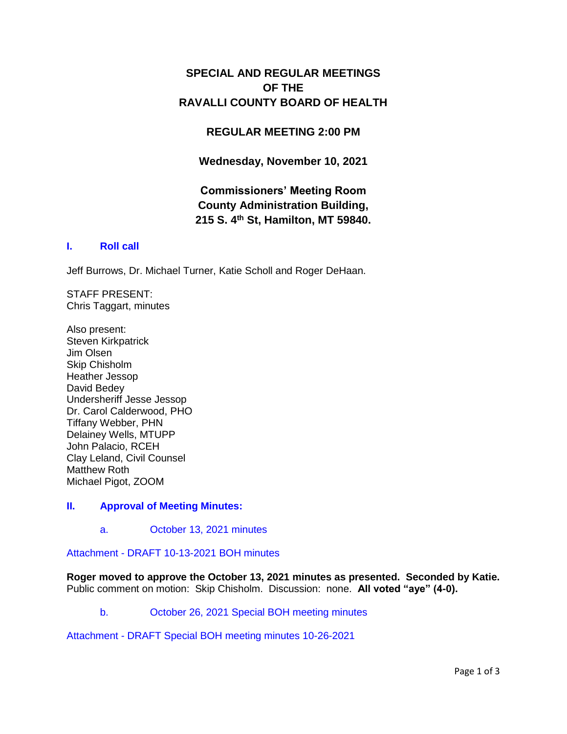# SPECIAL AND REGULAR MEETINGS OF THE RAVALLI COUNTY BOARD OF HEALTH

## REGULAR MEETING 2:00 PM

**Wednesday, November 10, 2021**

**Commissioners' Meeting Room**
**County Administration Building,**
**215 S. 4th St, Hamilton, MT 59840.**

## I. Roll call

Jeff Burrows, Dr. Michael Turner, Katie Scholl and Roger DeHaan.

STAFF PRESENT:
Chris Taggart, minutes

Also present:
Steven Kirkpatrick
Jim Olsen
Skip Chisholm
Heather Jessop
David Bedey
Undersheriff Jesse Jessop
Dr. Carol Calderwood, PHO
Tiffany Webber, PHN
Delainey Wells, MTUPP
John Palacio, RCEH
Clay Leland, Civil Counsel
Matthew Roth
Michael Pigot, ZOOM

## II. Approval of Meeting Minutes:

a. October 13, 2021 minutes

Attachment - DRAFT 10-13-2021 BOH minutes

**Roger moved to approve the October 13, 2021 minutes as presented. Seconded by Katie.** Public comment on motion: Skip Chisholm. Discussion: none. **All voted "aye" (4-0).**

b. October 26, 2021 Special BOH meeting minutes

Attachment - DRAFT Special BOH meeting minutes 10-26-2021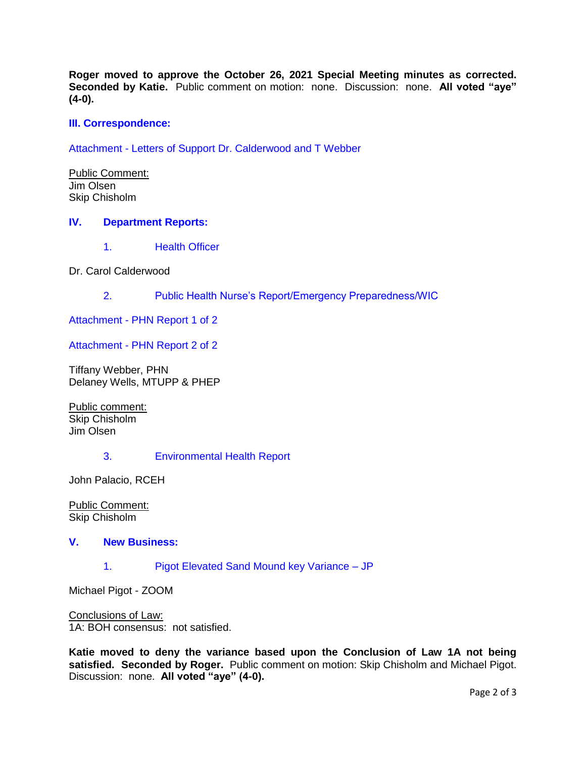**Roger moved to approve the October 26, 2021 Special Meeting minutes as corrected. Seconded by Katie.** Public comment on motion: none. Discussion: none. **All voted "aye" (4-0).**

## III. Correspondence:

Attachment - Letters of Support Dr. Calderwood and T Webber

Public Comment:
Jim Olsen
Skip Chisholm

## IV. Department Reports:

1. Health Officer

Dr. Carol Calderwood

2. Public Health Nurse's Report/Emergency Preparedness/WIC

Attachment - PHN Report 1 of 2

Attachment - PHN Report 2 of 2

Tiffany Webber, PHN
Delaney Wells, MTUPP & PHEP

Public comment:
Skip Chisholm
Jim Olsen

3. Environmental Health Report

John Palacio, RCEH

Public Comment:
Skip Chisholm

## V. New Business:

1. Pigot Elevated Sand Mound key Variance – JP

Michael Pigot - ZOOM

Conclusions of Law:
1A: BOH consensus: not satisfied.

**Katie moved to deny the variance based upon the Conclusion of Law 1A not being satisfied. Seconded by Roger.** Public comment on motion: Skip Chisholm and Michael Pigot. Discussion: none. **All voted "aye" (4-0).**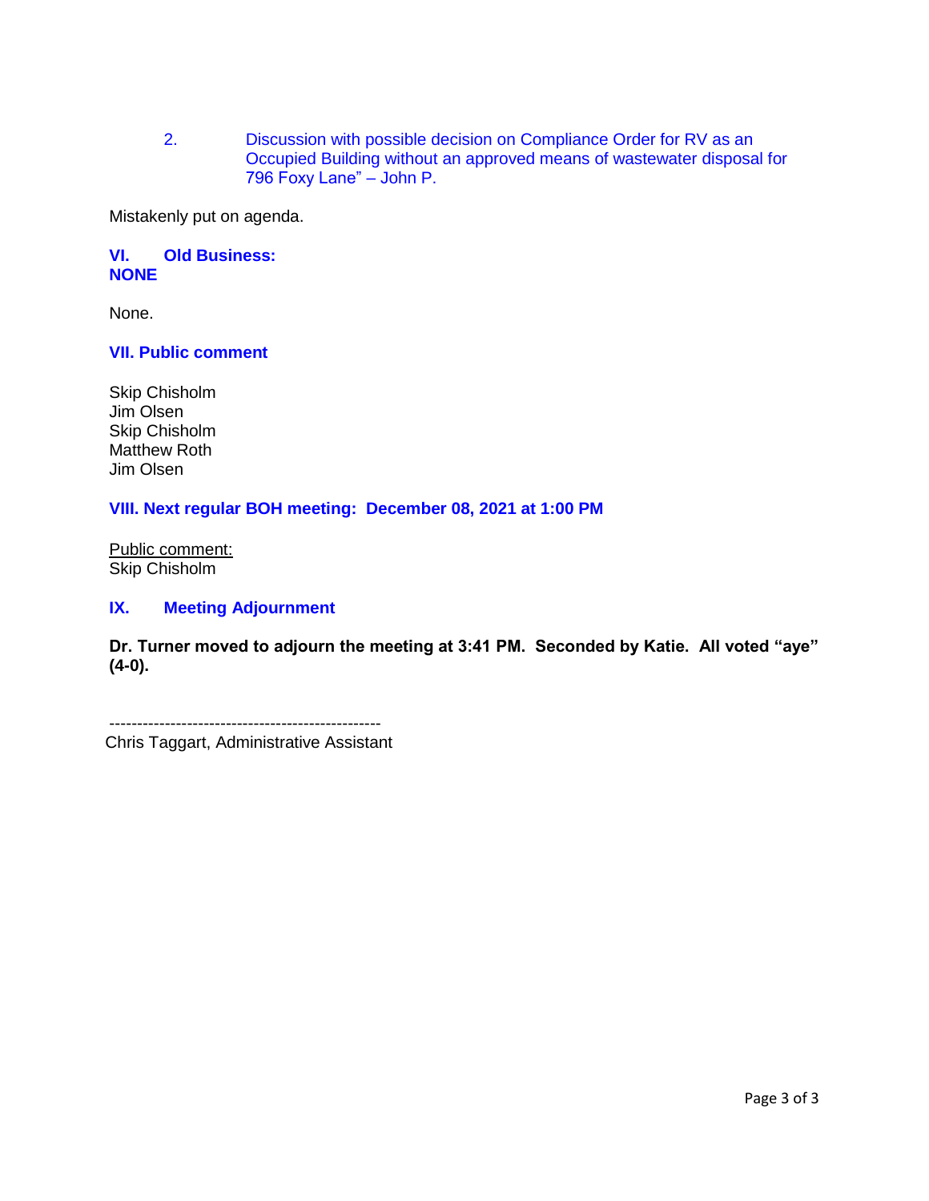2. Discussion with possible decision on Compliance Order for RV as an Occupied Building without an approved means of wastewater disposal for 796 Foxy Lane" – John P.

Mistakenly put on agenda.

## VI. Old Business:
**NONE**

None.

## VII. Public comment

Skip Chisholm
Jim Olsen
Skip Chisholm
Matthew Roth
Jim Olsen

## VIII. Next regular BOH meeting: December 08, 2021 at 1:00 PM

Public comment:
Skip Chisholm

## IX. Meeting Adjournment

**Dr. Turner moved to adjourn the meeting at 3:41 PM. Seconded by Katie. All voted "aye" (4-0).**

-------------------------------------------------
Chris Taggart, Administrative Assistant